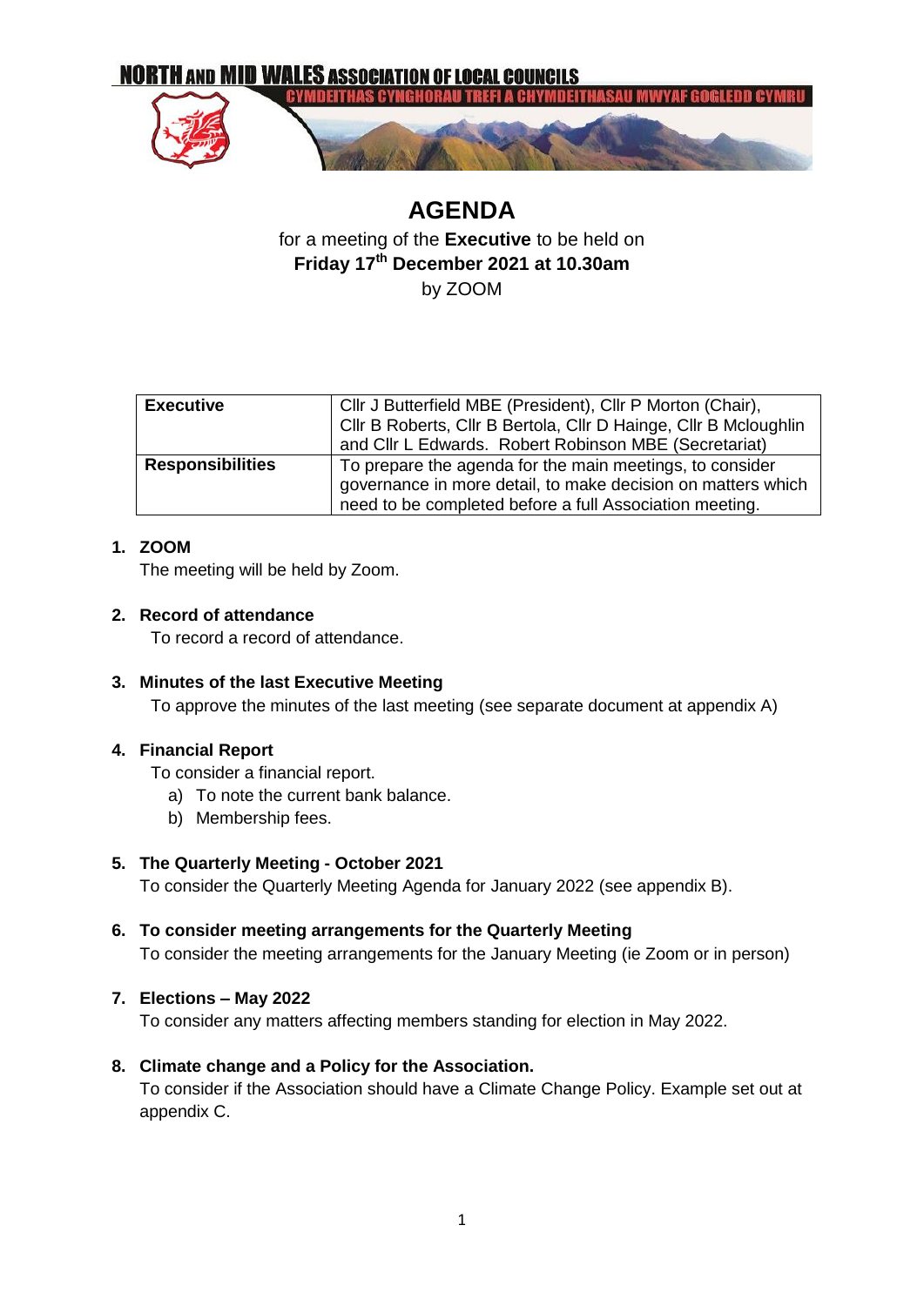NORTH AND MID WALES ASSOCIATION OF LOCAL COUNCILS

CYMDEITHAS CYNGHORAU TREFI A CHYMDEITHASAU MWYAF GOGLEDD CYMRU

# AGENDA

for a meeting of the **Executive** to be held on
**Friday 17th December 2021 at 10.30am**
by ZOOM

| **Executive** | Cllr J Butterfield MBE (President), Cllr P Morton (Chair), Cllr B Roberts, Cllr B Bertola, Cllr D Hainge, Cllr B Mcloughlin and Cllr L Edwards. Robert Robinson MBE (Secretariat) |
|---|---|
| **Responsibilities** | To prepare the agenda for the main meetings, to consider governance in more detail, to make decision on matters which need to be completed before a full Association meeting. |

1. **ZOOM**
   The meeting will be held by Zoom.

2. **Record of attendance**
   To record a record of attendance.

3. **Minutes of the last Executive Meeting**
   To approve the minutes of the last meeting (see separate document at appendix A)

4. **Financial Report**
   To consider a financial report.
   a) To note the current bank balance.
   b) Membership fees.

5. **The Quarterly Meeting - October 2021**
   To consider the Quarterly Meeting Agenda for January 2022 (see appendix B).

6. **To consider meeting arrangements for the Quarterly Meeting**
   To consider the meeting arrangements for the January Meeting (ie Zoom or in person)

7. **Elections – May 2022**
   To consider any matters affecting members standing for election in May 2022.

8. **Climate change and a Policy for the Association.**
   To consider if the Association should have a Climate Change Policy. Example set out at appendix C.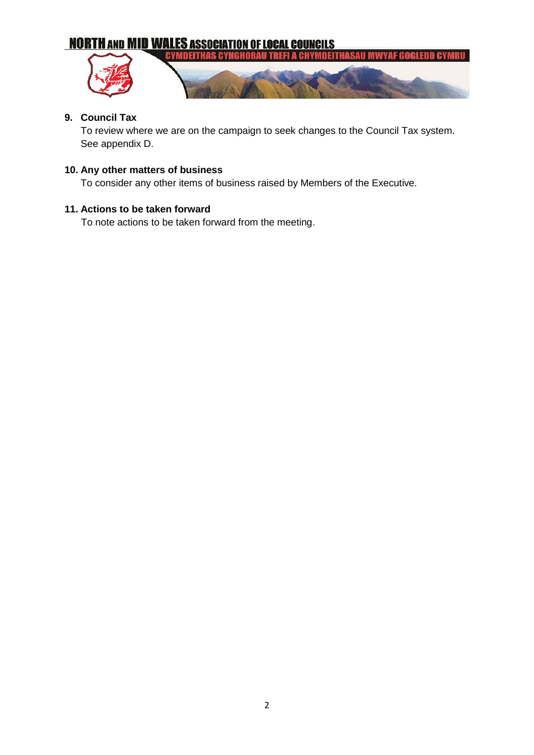**9. Council Tax**

To review where we are on the campaign to seek changes to the Council Tax system. See appendix D.

**10. Any other matters of business**

To consider any other items of business raised by Members of the Executive.

**11. Actions to be taken forward**

To note actions to be taken forward from the meeting.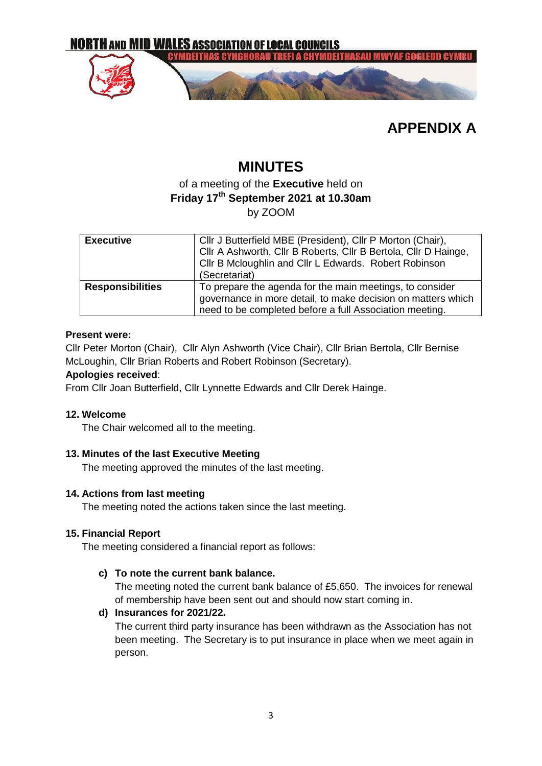NORTH AND MID WALES ASSOCIATION OF LOCAL COUNCILS
CYMDEITHAS CYNGHORAU TREFI A CHYMDEITHASAU MWYAF GOGLEDD CYMRU

# APPENDIX A

# MINUTES

of a meeting of the **Executive** held on
**Friday 17th September 2021 at 10.30am**
by ZOOM

| **Executive** | Cllr J Butterfield MBE (President), Cllr P Morton (Chair), Cllr A Ashworth, Cllr B Roberts, Cllr B Bertola, Cllr D Hainge, Cllr B Mcloughlin and Cllr L Edwards. Robert Robinson (Secretariat) |
|---|---|
| **Responsibilities** | To prepare the agenda for the main meetings, to consider governance in more detail, to make decision on matters which need to be completed before a full Association meeting. |

**Present were:**
Cllr Peter Morton (Chair), Cllr Alyn Ashworth (Vice Chair), Cllr Brian Bertola, Cllr Bernise McLoughin, Cllr Brian Roberts and Robert Robinson (Secretary).

**Apologies received**:
From Cllr Joan Butterfield, Cllr Lynnette Edwards and Cllr Derek Hainge.

**12. Welcome**
The Chair welcomed all to the meeting.

**13. Minutes of the last Executive Meeting**
The meeting approved the minutes of the last meeting.

**14. Actions from last meeting**
The meeting noted the actions taken since the last meeting.

**15. Financial Report**
The meeting considered a financial report as follows:

c) **To note the current bank balance.**
The meeting noted the current bank balance of £5,650. The invoices for renewal of membership have been sent out and should now start coming in.

d) **Insurances for 2021/22.**
The current third party insurance has been withdrawn as the Association has not been meeting. The Secretary is to put insurance in place when we meet again in person.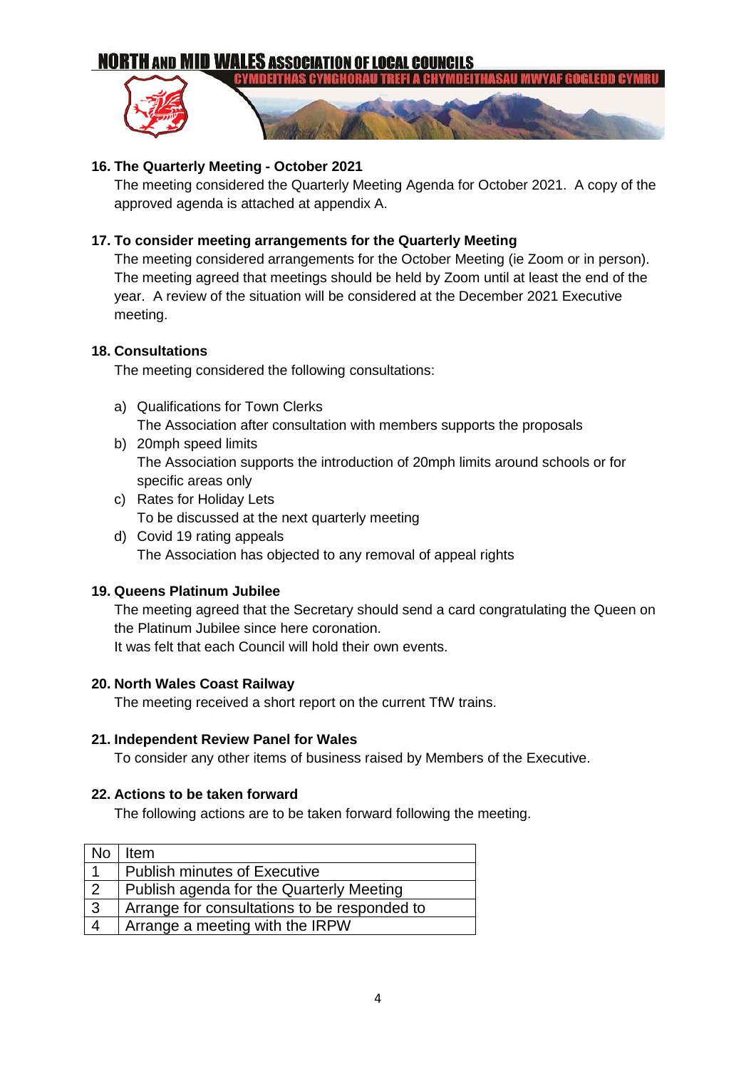**16. The Quarterly Meeting - October 2021**

The meeting considered the Quarterly Meeting Agenda for October 2021. A copy of the approved agenda is attached at appendix A.

**17. To consider meeting arrangements for the Quarterly Meeting**

The meeting considered arrangements for the October Meeting (ie Zoom or in person). The meeting agreed that meetings should be held by Zoom until at least the end of the year. A review of the situation will be considered at the December 2021 Executive meeting.

**18. Consultations**

The meeting considered the following consultations:

a) Qualifications for Town Clerks
   The Association after consultation with members supports the proposals
b) 20mph speed limits
   The Association supports the introduction of 20mph limits around schools or for specific areas only
c) Rates for Holiday Lets
   To be discussed at the next quarterly meeting
d) Covid 19 rating appeals
   The Association has objected to any removal of appeal rights

**19. Queens Platinum Jubilee**

The meeting agreed that the Secretary should send a card congratulating the Queen on the Platinum Jubilee since here coronation.
It was felt that each Council will hold their own events.

**20. North Wales Coast Railway**

The meeting received a short report on the current TfW trains.

**21. Independent Review Panel for Wales**

To consider any other items of business raised by Members of the Executive.

**22. Actions to be taken forward**

The following actions are to be taken forward following the meeting.

| No | Item |
|---|---|
| 1 | Publish minutes of Executive |
| 2 | Publish agenda for the Quarterly Meeting |
| 3 | Arrange for consultations to be responded to |
| 4 | Arrange a meeting with the IRPW |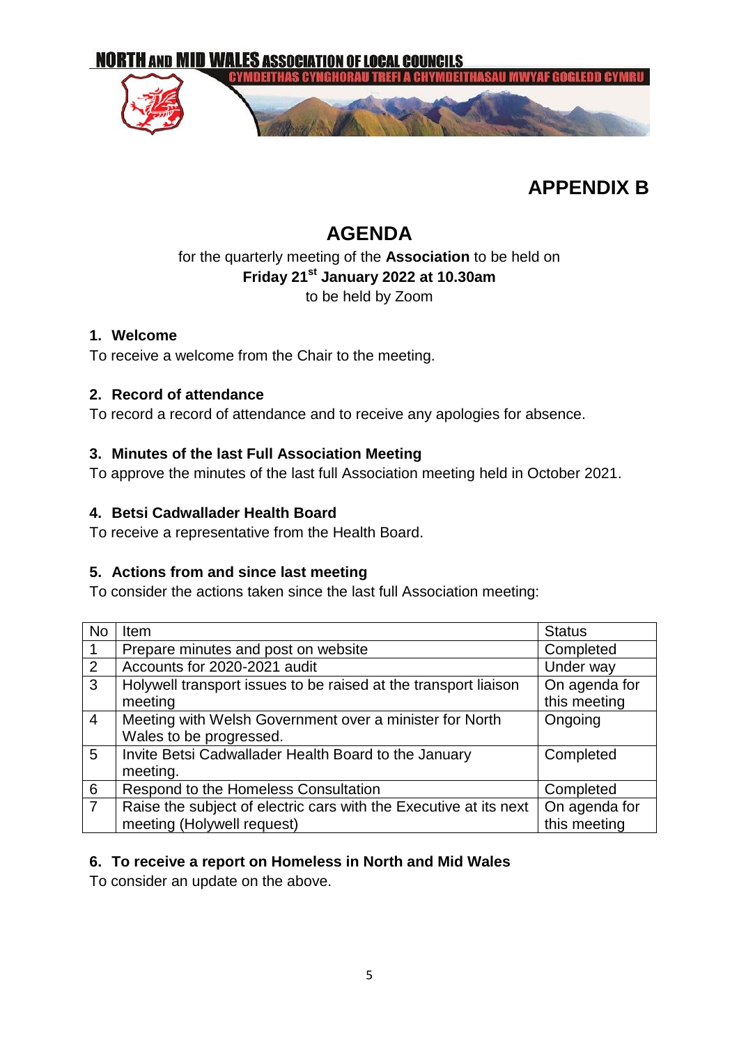NORTH AND MID WALES ASSOCIATION OF LOCAL COUNCILS

CYMDEITHAS CYNGHORAU TREFI A CHYMDEITHASAU MWYAF GOGLEDD CYMRU

# APPENDIX B

# AGENDA

for the quarterly meeting of the **Association** to be held on
**Friday 21st January 2022 at 10.30am**
to be held by Zoom

### 1. Welcome

To receive a welcome from the Chair to the meeting.

### 2. Record of attendance

To record a record of attendance and to receive any apologies for absence.

### 3. Minutes of the last Full Association Meeting

To approve the minutes of the last full Association meeting held in October 2021.

### 4. Betsi Cadwallader Health Board

To receive a representative from the Health Board.

### 5. Actions from and since last meeting

To consider the actions taken since the last full Association meeting:

| No | Item | Status |
|---|---|---|
| 1 | Prepare minutes and post on website | Completed |
| 2 | Accounts for 2020-2021 audit | Under way |
| 3 | Holywell transport issues to be raised at the transport liaison meeting | On agenda for this meeting |
| 4 | Meeting with Welsh Government over a minister for North Wales to be progressed. | Ongoing |
| 5 | Invite Betsi Cadwallader Health Board to the January meeting. | Completed |
| 6 | Respond to the Homeless Consultation | Completed |
| 7 | Raise the subject of electric cars with the Executive at its next meeting (Holywell request) | On agenda for this meeting |

### 6. To receive a report on Homeless in North and Mid Wales

To consider an update on the above.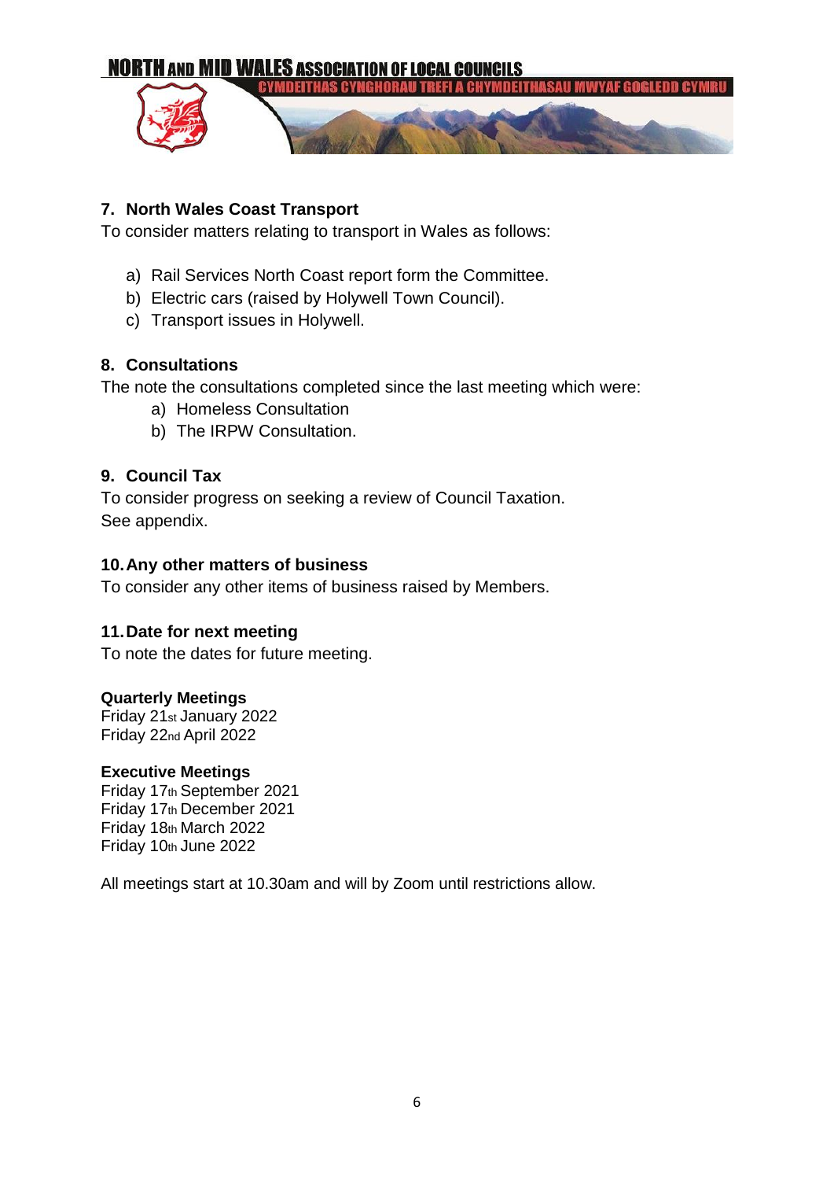## 7. North Wales Coast Transport

To consider matters relating to transport in Wales as follows:

a) Rail Services North Coast report form the Committee.
b) Electric cars (raised by Holywell Town Council).
c) Transport issues in Holywell.

## 8. Consultations

The note the consultations completed since the last meeting which were:

a) Homeless Consultation
b) The IRPW Consultation.

## 9. Council Tax

To consider progress on seeking a review of Council Taxation.
See appendix.

## 10. Any other matters of business

To consider any other items of business raised by Members.

## 11. Date for next meeting

To note the dates for future meeting.

**Quarterly Meetings**
Friday 21st January 2022
Friday 22nd April 2022

**Executive Meetings**
Friday 17th September 2021
Friday 17th December 2021
Friday 18th March 2022
Friday 10th June 2022

All meetings start at 10.30am and will by Zoom until restrictions allow.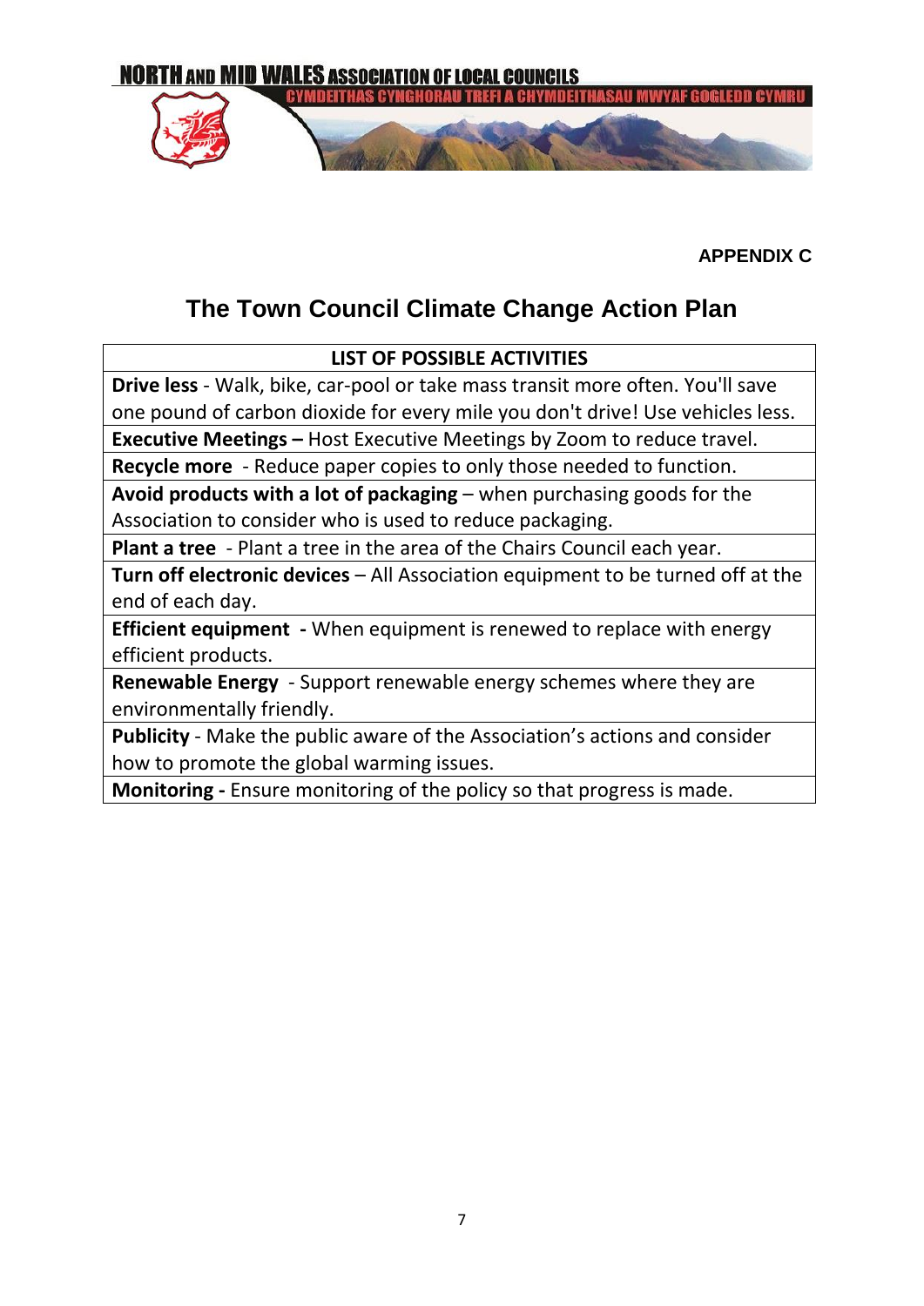NORTH AND MID WALES ASSOCIATION OF LOCAL COUNCILS
CYMDEITHAS CYNGHORAU TREFI A CHYMDEITHASAU MWYAF GOGLEDD CYMRU

**APPENDIX C**

# The Town Council Climate Change Action Plan

| LIST OF POSSIBLE ACTIVITIES |
|---|
| **Drive less** - Walk, bike, car-pool or take mass transit more often. You'll save one pound of carbon dioxide for every mile you don't drive! Use vehicles less. |
| **Executive Meetings –** Host Executive Meetings by Zoom to reduce travel. |
| **Recycle more** - Reduce paper copies to only those needed to function. |
| **Avoid products with a lot of packaging** – when purchasing goods for the Association to consider who is used to reduce packaging. |
| **Plant a tree** - Plant a tree in the area of the Chairs Council each year. |
| **Turn off electronic devices** – All Association equipment to be turned off at the end of each day. |
| **Efficient equipment -** When equipment is renewed to replace with energy efficient products. |
| **Renewable Energy** - Support renewable energy schemes where they are environmentally friendly. |
| **Publicity** - Make the public aware of the Association's actions and consider how to promote the global warming issues. |
| **Monitoring -** Ensure monitoring of the policy so that progress is made. |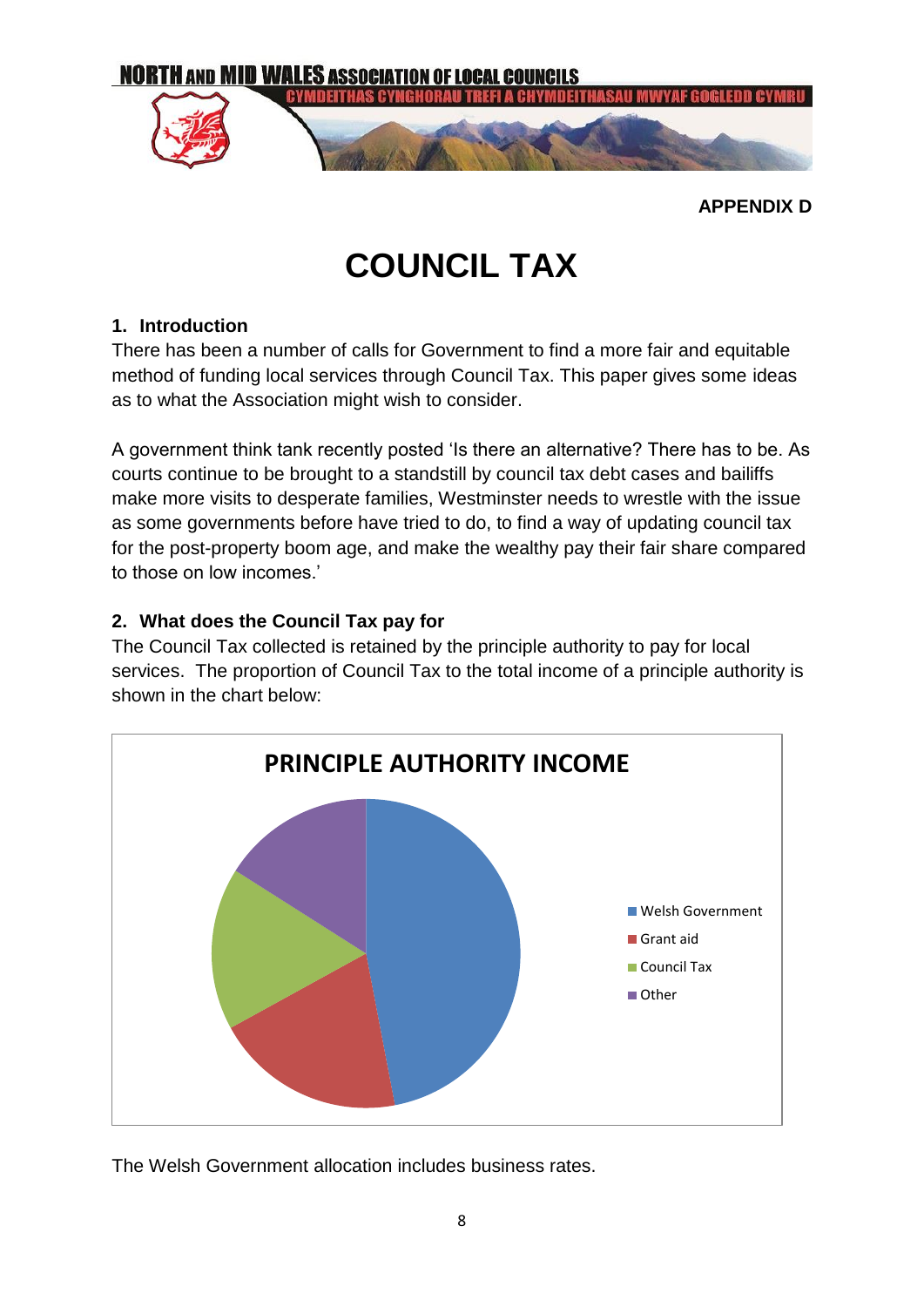NORTH AND MID WALES ASSOCIATION OF LOCAL COUNCILS
CYMDEITHAS CYNGHORAU TREFI A CHYMDEITHASAU MWYAF GOGLEDD CYMRU

**APPENDIX D**

# COUNCIL TAX

## 1. Introduction

There has been a number of calls for Government to find a more fair and equitable method of funding local services through Council Tax. This paper gives some ideas as to what the Association might wish to consider.

A government think tank recently posted 'Is there an alternative? There has to be. As courts continue to be brought to a standstill by council tax debt cases and bailiffs make more visits to desperate families, Westminster needs to wrestle with the issue as some governments before have tried to do, to find a way of updating council tax for the post-property boom age, and make the wealthy pay their fair share compared to those on low incomes.'

## 2. What does the Council Tax pay for

The Council Tax collected is retained by the principle authority to pay for local services. The proportion of Council Tax to the total income of a principle authority is shown in the chart below:

**PRINCIPLE AUTHORITY INCOME**

- Welsh Government
- Grant aid
- Council Tax
- Other

The Welsh Government allocation includes business rates.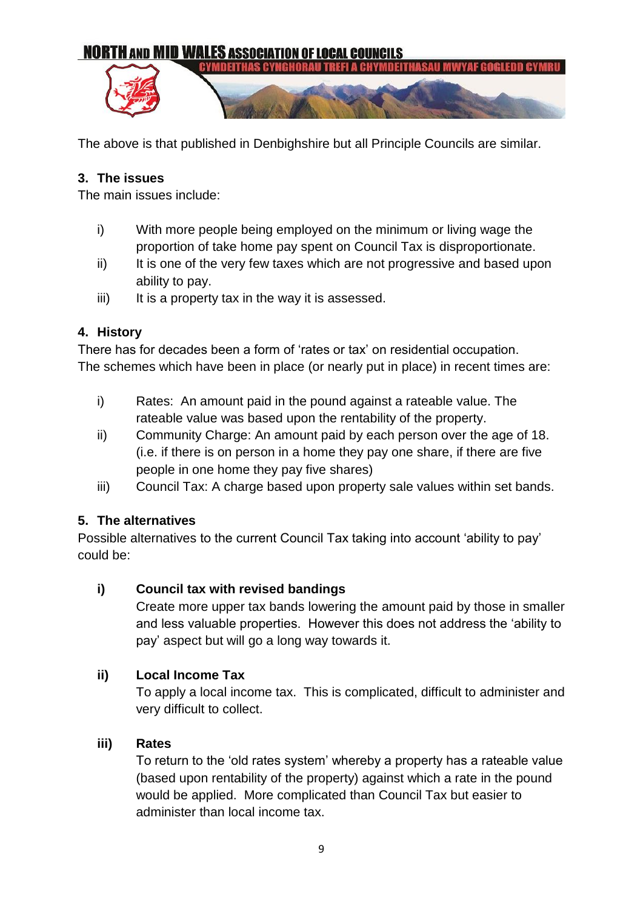The above is that published in Denbighshire but all Principle Councils are similar.

## 3. The issues

The main issues include:

i) With more people being employed on the minimum or living wage the proportion of take home pay spent on Council Tax is disproportionate.

ii) It is one of the very few taxes which are not progressive and based upon ability to pay.

iii) It is a property tax in the way it is assessed.

## 4. History

There has for decades been a form of 'rates or tax' on residential occupation. The schemes which have been in place (or nearly put in place) in recent times are:

i) Rates: An amount paid in the pound against a rateable value. The rateable value was based upon the rentability of the property.

ii) Community Charge: An amount paid by each person over the age of 18. (i.e. if there is on person in a home they pay one share, if there are five people in one home they pay five shares)

iii) Council Tax: A charge based upon property sale values within set bands.

## 5. The alternatives

Possible alternatives to the current Council Tax taking into account 'ability to pay' could be:

**i) Council tax with revised bandings**

Create more upper tax bands lowering the amount paid by those in smaller and less valuable properties. However this does not address the 'ability to pay' aspect but will go a long way towards it.

**ii) Local Income Tax**

To apply a local income tax. This is complicated, difficult to administer and very difficult to collect.

**iii) Rates**

To return to the 'old rates system' whereby a property has a rateable value (based upon rentability of the property) against which a rate in the pound would be applied. More complicated than Council Tax but easier to administer than local income tax.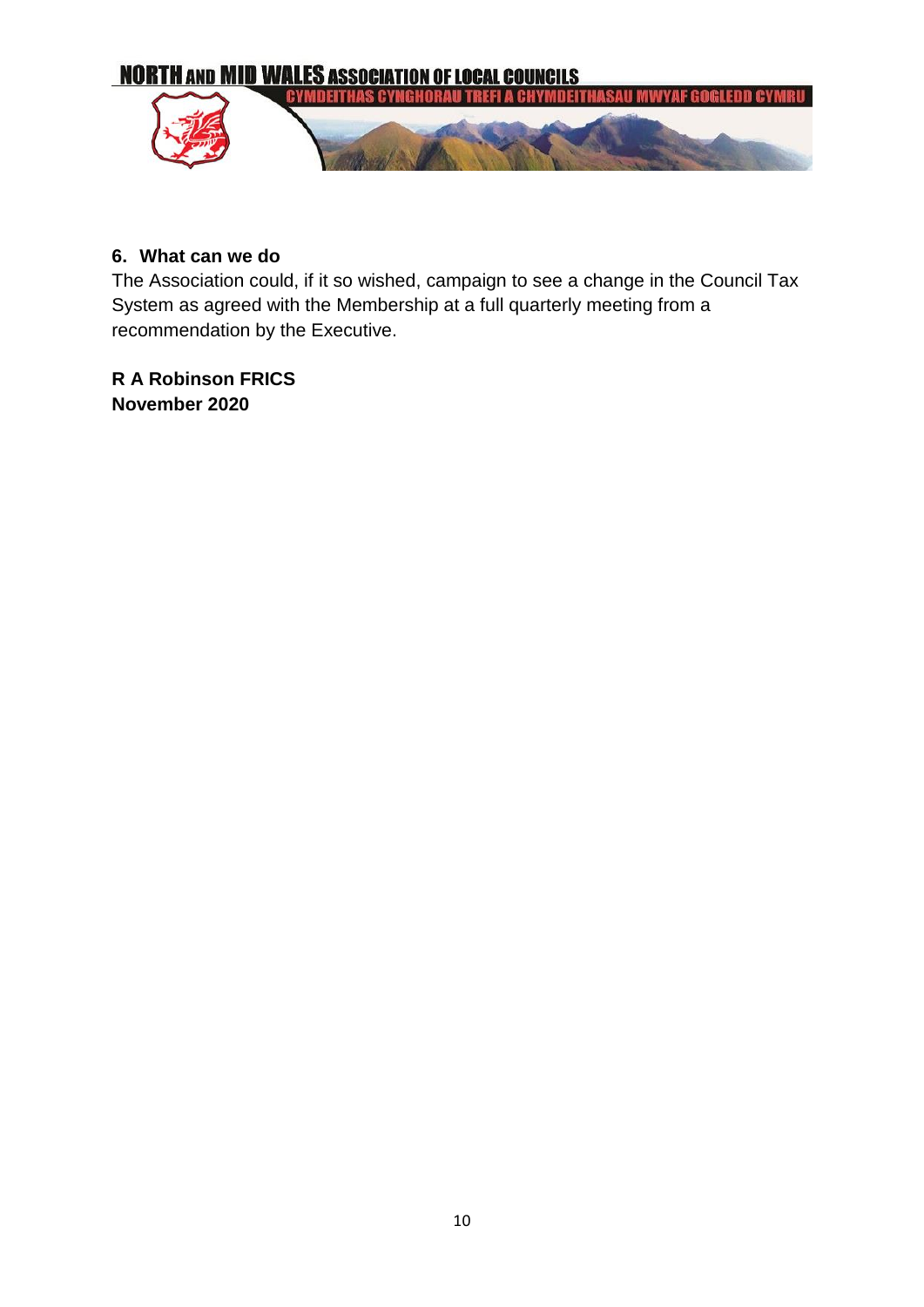### 6. What can we do

The Association could, if it so wished, campaign to see a change in the Council Tax System as agreed with the Membership at a full quarterly meeting from a recommendation by the Executive.

**R A Robinson FRICS**
**November 2020**